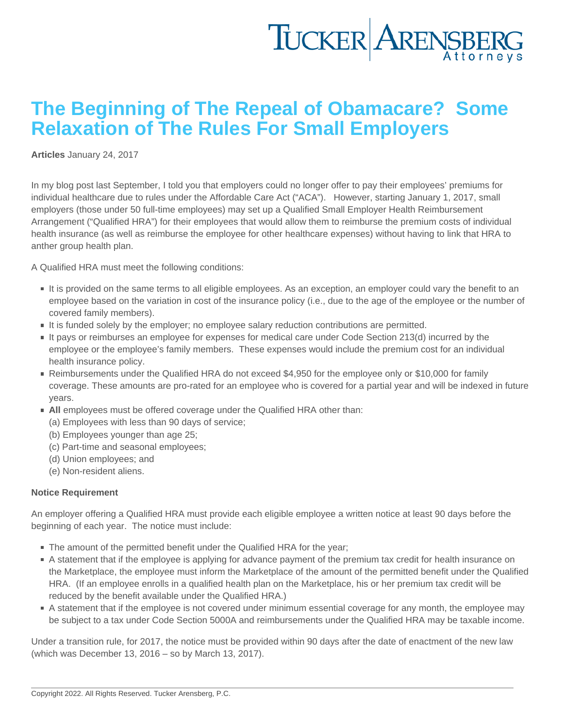# The Beginning of The Repeal of Obamacare? Some Relaxation of The Rules For Small Employers

**Articles** January 24, 2017

In my blog post last September, I told you that employers could no longer offer to pay their employees' premiums for individual healthcare due to rules under the Affordable Care Act ("ACA"). However, starting January 1, 2017, small employers (those under 50 full-time employees) may set up a Qualified Small Employer Health Reimbursement Arrangement ("Qualified HRA") for their employees that would allow them to reimburse the premium costs of individual health insurance (as well as reimburse the employee for other healthcare expenses) without having to link that HRA to anther group health plan.

A Qualified HRA must meet the following conditions:

- It is provided on the same terms to all eligible employees. As an exception, an employer could vary the benefit to an employee based on the variation in cost of the insurance policy (i.e., due to the age of the employee or the number of covered family members).
- It is funded solely by the employer; no employee salary reduction contributions are permitted.
- It pays or reimburses an employee for expenses for medical care under Code Section 213(d) incurred by the employee or the employee's family members. These expenses would include the premium cost for an individual health insurance policy.
- Reimbursements under the Qualified HRA do not exceed $4,950 for the employee only or $10,000 for family coverage. These amounts are pro-rated for an employee who is covered for a partial year and will be indexed in future years.
- **All** employees must be offered coverage under the Qualified HRA other than:
  (a) Employees with less than 90 days of service;
  (b) Employees younger than age 25;
  (c) Part-time and seasonal employees;
  (d) Union employees; and
  (e) Non-resident aliens.

**Notice Requirement**

An employer offering a Qualified HRA must provide each eligible employee a written notice at least 90 days before the beginning of each year. The notice must include:

- The amount of the permitted benefit under the Qualified HRA for the year;
- A statement that if the employee is applying for advance payment of the premium tax credit for health insurance on the Marketplace, the employee must inform the Marketplace of the amount of the permitted benefit under the Qualified HRA. (If an employee enrolls in a qualified health plan on the Marketplace, his or her premium tax credit will be reduced by the benefit available under the Qualified HRA.)
- A statement that if the employee is not covered under minimum essential coverage for any month, the employee may be subject to a tax under Code Section 5000A and reimbursements under the Qualified HRA may be taxable income.

Under a transition rule, for 2017, the notice must be provided within 90 days after the date of enactment of the new law (which was December 13, 2016 – so by March 13, 2017).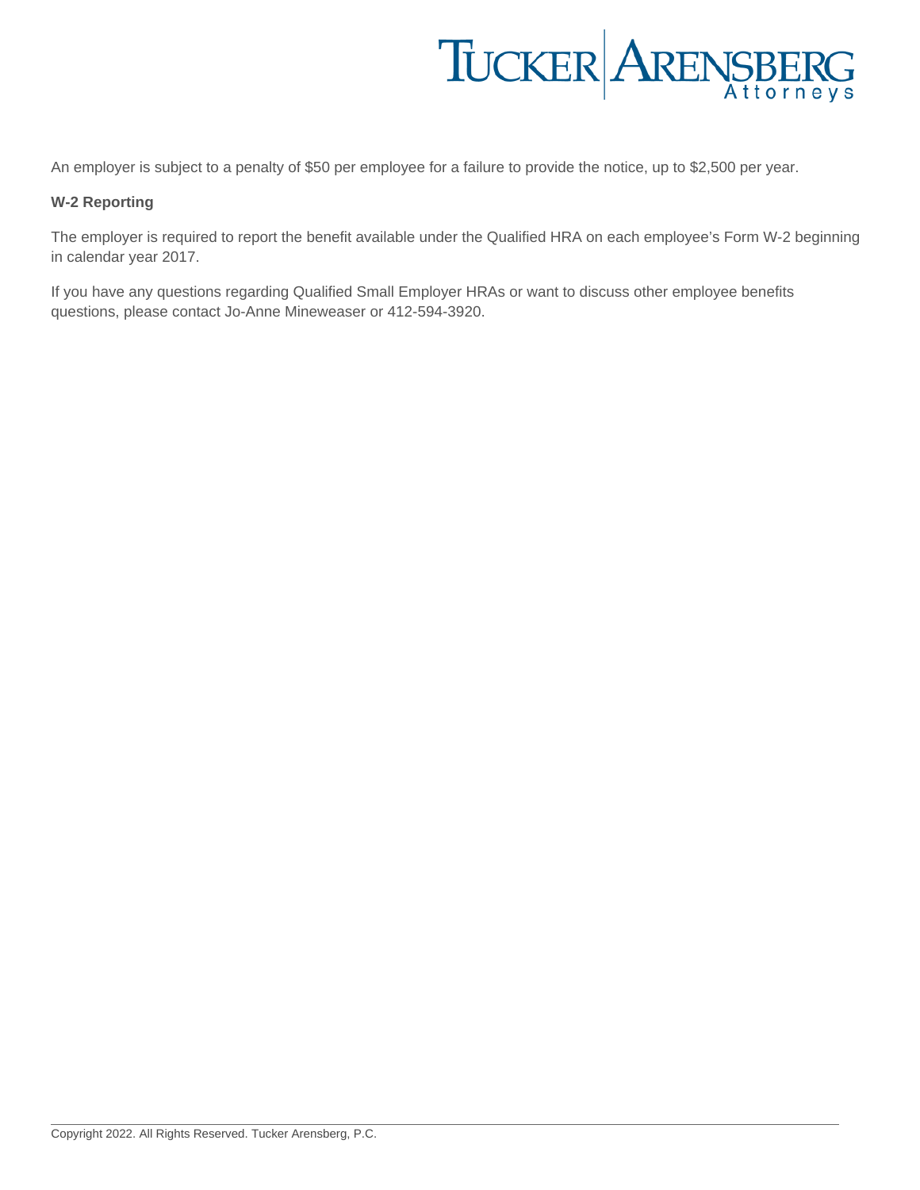An employer is subject to a penalty of $50 per employee for a failure to provide the notice, up to $2,500 per year.

**W-2 Reporting**

The employer is required to report the benefit available under the Qualified HRA on each employee's Form W-2 beginning in calendar year 2017.

If you have any questions regarding Qualified Small Employer HRAs or want to discuss other employee benefits questions, please contact Jo-Anne Mineweaser or 412-594-3920.

Copyright 2022. All Rights Reserved. Tucker Arensberg, P.C.